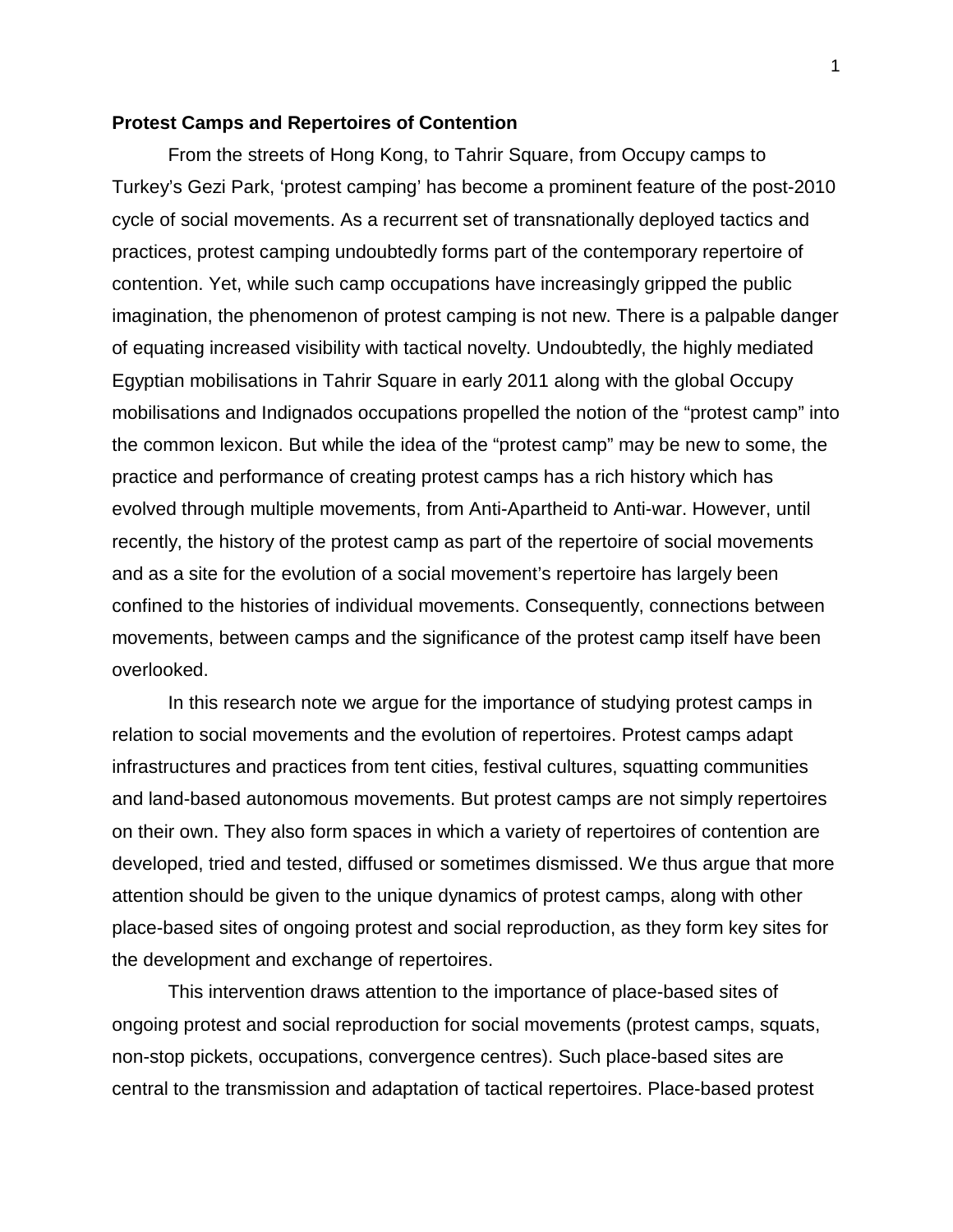**Protest Camps and Repertoires of Contention**

From the streets of Hong Kong, to Tahrir Square, from Occupy camps to Turkey's Gezi Park, 'protest camping' has become a prominent feature of the post-2010 cycle of social movements. As a recurrent set of transnationally deployed tactics and practices, protest camping undoubtedly forms part of the contemporary repertoire of contention. Yet, while such camp occupations have increasingly gripped the public imagination, the phenomenon of protest camping is not new. There is a palpable danger of equating increased visibility with tactical novelty. Undoubtedly, the highly mediated Egyptian mobilisations in Tahrir Square in early 2011 along with the global Occupy mobilisations and Indignados occupations propelled the notion of the "protest camp" into the common lexicon. But while the idea of the "protest camp" may be new to some, the practice and performance of creating protest camps has a rich history which has evolved through multiple movements, from Anti-Apartheid to Anti-war. However, until recently, the history of the protest camp as part of the repertoire of social movements and as a site for the evolution of a social movement's repertoire has largely been confined to the histories of individual movements. Consequently, connections between movements, between camps and the significance of the protest camp itself have been overlooked.

In this research note we argue for the importance of studying protest camps in relation to social movements and the evolution of repertoires. Protest camps adapt infrastructures and practices from tent cities, festival cultures, squatting communities and land-based autonomous movements. But protest camps are not simply repertoires on their own. They also form spaces in which a variety of repertoires of contention are developed, tried and tested, diffused or sometimes dismissed. We thus argue that more attention should be given to the unique dynamics of protest camps, along with other place-based sites of ongoing protest and social reproduction, as they form key sites for the development and exchange of repertoires.

This intervention draws attention to the importance of place-based sites of ongoing protest and social reproduction for social movements (protest camps, squats, non-stop pickets, occupations, convergence centres). Such place-based sites are central to the transmission and adaptation of tactical repertoires. Place-based protest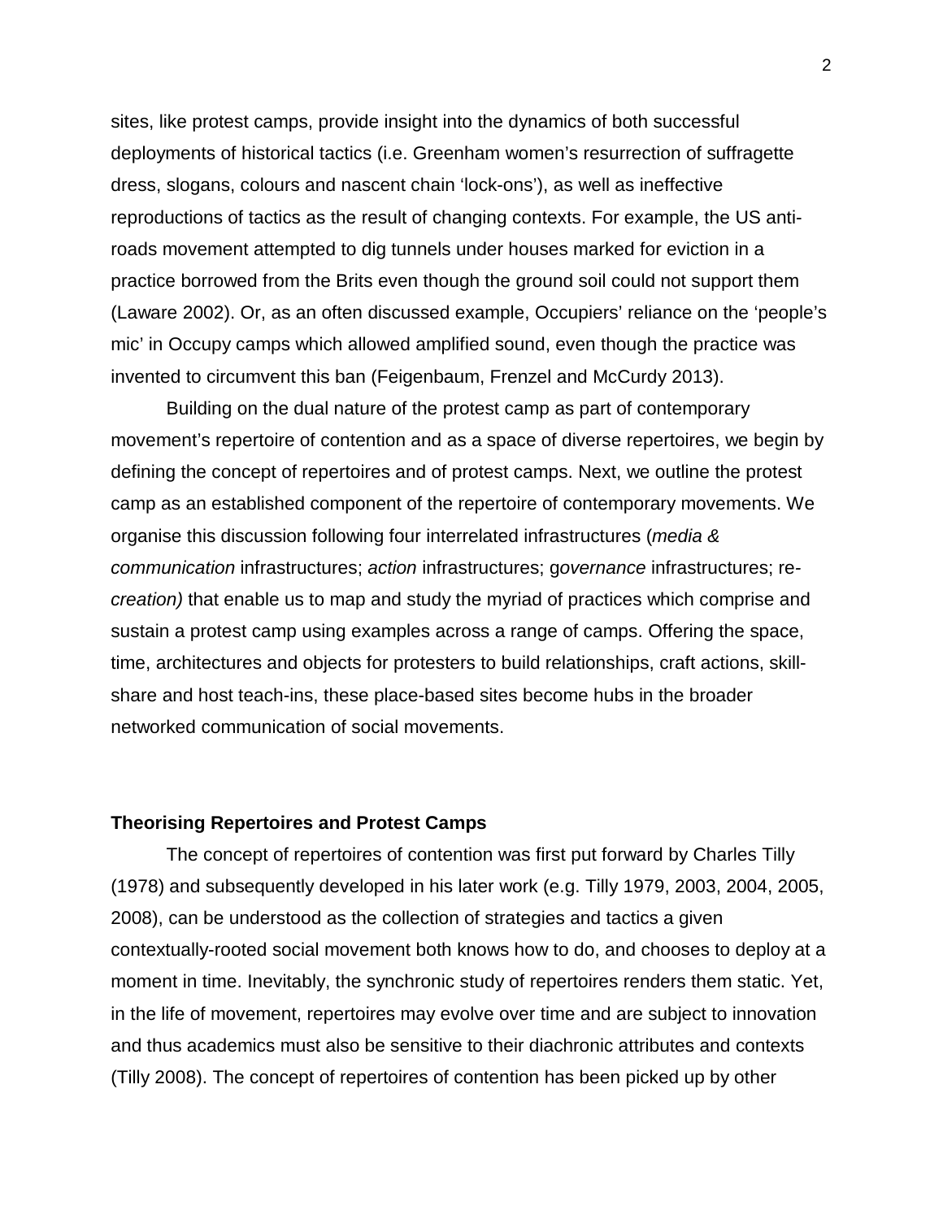sites, like protest camps, provide insight into the dynamics of both successful deployments of historical tactics (i.e. Greenham women's resurrection of suffragette dress, slogans, colours and nascent chain 'lock-ons'), as well as ineffective reproductions of tactics as the result of changing contexts. For example, the US anti-roads movement attempted to dig tunnels under houses marked for eviction in a practice borrowed from the Brits even though the ground soil could not support them (Laware 2002). Or, as an often discussed example, Occupiers' reliance on the 'people's mic' in Occupy camps which allowed amplified sound, even though the practice was invented to circumvent this ban (Feigenbaum, Frenzel and McCurdy 2013).

Building on the dual nature of the protest camp as part of contemporary movement's repertoire of contention and as a space of diverse repertoires, we begin by defining the concept of repertoires and of protest camps. Next, we outline the protest camp as an established component of the repertoire of contemporary movements. We organise this discussion following four interrelated infrastructures (*media & communication* infrastructures; *action* infrastructures; g*overnance* infrastructures; re-*creation)* that enable us to map and study the myriad of practices which comprise and sustain a protest camp using examples across a range of camps. Offering the space, time, architectures and objects for protesters to build relationships, craft actions, skill-share and host teach-ins, these place-based sites become hubs in the broader networked communication of social movements.

## Theorising Repertoires and Protest Camps

The concept of repertoires of contention was first put forward by Charles Tilly (1978) and subsequently developed in his later work (e.g. Tilly 1979, 2003, 2004, 2005, 2008), can be understood as the collection of strategies and tactics a given contextually-rooted social movement both knows how to do, and chooses to deploy at a moment in time. Inevitably, the synchronic study of repertoires renders them static. Yet, in the life of movement, repertoires may evolve over time and are subject to innovation and thus academics must also be sensitive to their diachronic attributes and contexts (Tilly 2008). The concept of repertoires of contention has been picked up by other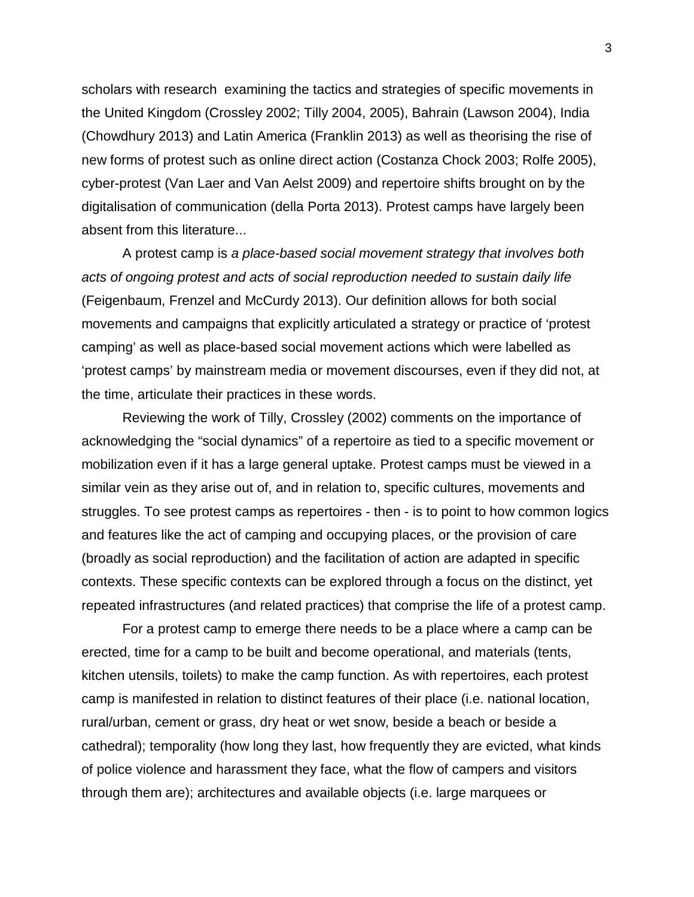scholars with research examining the tactics and strategies of specific movements in the United Kingdom (Crossley 2002; Tilly 2004, 2005), Bahrain (Lawson 2004), India (Chowdhury 2013) and Latin America (Franklin 2013) as well as theorising the rise of new forms of protest such as online direct action (Costanza Chock 2003; Rolfe 2005), cyber-protest (Van Laer and Van Aelst 2009) and repertoire shifts brought on by the digitalisation of communication (della Porta 2013). Protest camps have largely been absent from this literature...

A protest camp is *a place-based social movement strategy that involves both acts of ongoing protest and acts of social reproduction needed to sustain daily life* (Feigenbaum, Frenzel and McCurdy 2013). Our definition allows for both social movements and campaigns that explicitly articulated a strategy or practice of 'protest camping' as well as place-based social movement actions which were labelled as 'protest camps' by mainstream media or movement discourses, even if they did not, at the time, articulate their practices in these words.

Reviewing the work of Tilly, Crossley (2002) comments on the importance of acknowledging the "social dynamics" of a repertoire as tied to a specific movement or mobilization even if it has a large general uptake. Protest camps must be viewed in a similar vein as they arise out of, and in relation to, specific cultures, movements and struggles. To see protest camps as repertoires - then - is to point to how common logics and features like the act of camping and occupying places, or the provision of care (broadly as social reproduction) and the facilitation of action are adapted in specific contexts. These specific contexts can be explored through a focus on the distinct, yet repeated infrastructures (and related practices) that comprise the life of a protest camp.

For a protest camp to emerge there needs to be a place where a camp can be erected, time for a camp to be built and become operational, and materials (tents, kitchen utensils, toilets) to make the camp function. As with repertoires, each protest camp is manifested in relation to distinct features of their place (i.e. national location, rural/urban, cement or grass, dry heat or wet snow, beside a beach or beside a cathedral); temporality (how long they last, how frequently they are evicted, what kinds of police violence and harassment they face, what the flow of campers and visitors through them are); architectures and available objects (i.e. large marquees or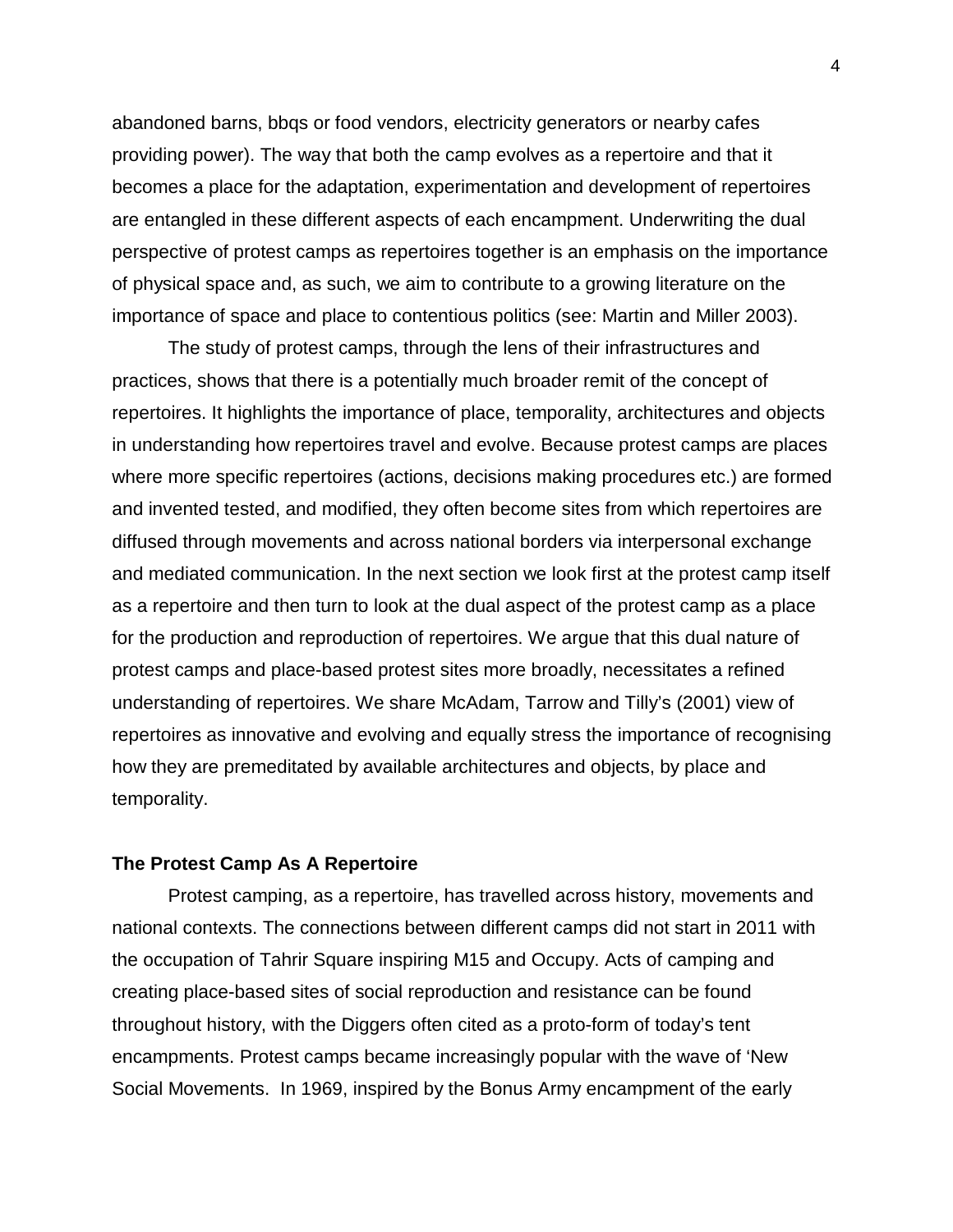abandoned barns, bbqs or food vendors, electricity generators or nearby cafes providing power). The way that both the camp evolves as a repertoire and that it becomes a place for the adaptation, experimentation and development of repertoires are entangled in these different aspects of each encampment. Underwriting the dual perspective of protest camps as repertoires together is an emphasis on the importance of physical space and, as such, we aim to contribute to a growing literature on the importance of space and place to contentious politics (see: Martin and Miller 2003).

The study of protest camps, through the lens of their infrastructures and practices, shows that there is a potentially much broader remit of the concept of repertoires. It highlights the importance of place, temporality, architectures and objects in understanding how repertoires travel and evolve. Because protest camps are places where more specific repertoires (actions, decisions making procedures etc.) are formed and invented tested, and modified, they often become sites from which repertoires are diffused through movements and across national borders via interpersonal exchange and mediated communication. In the next section we look first at the protest camp itself as a repertoire and then turn to look at the dual aspect of the protest camp as a place for the production and reproduction of repertoires. We argue that this dual nature of protest camps and place-based protest sites more broadly, necessitates a refined understanding of repertoires. We share McAdam, Tarrow and Tilly's (2001) view of repertoires as innovative and evolving and equally stress the importance of recognising how they are premeditated by available architectures and objects, by place and temporality.

**The Protest Camp As A Repertoire**

Protest camping, as a repertoire, has travelled across history, movements and national contexts. The connections between different camps did not start in 2011 with the occupation of Tahrir Square inspiring M15 and Occupy. Acts of camping and creating place-based sites of social reproduction and resistance can be found throughout history, with the Diggers often cited as a proto-form of today's tent encampments. Protest camps became increasingly popular with the wave of 'New Social Movements. In 1969, inspired by the Bonus Army encampment of the early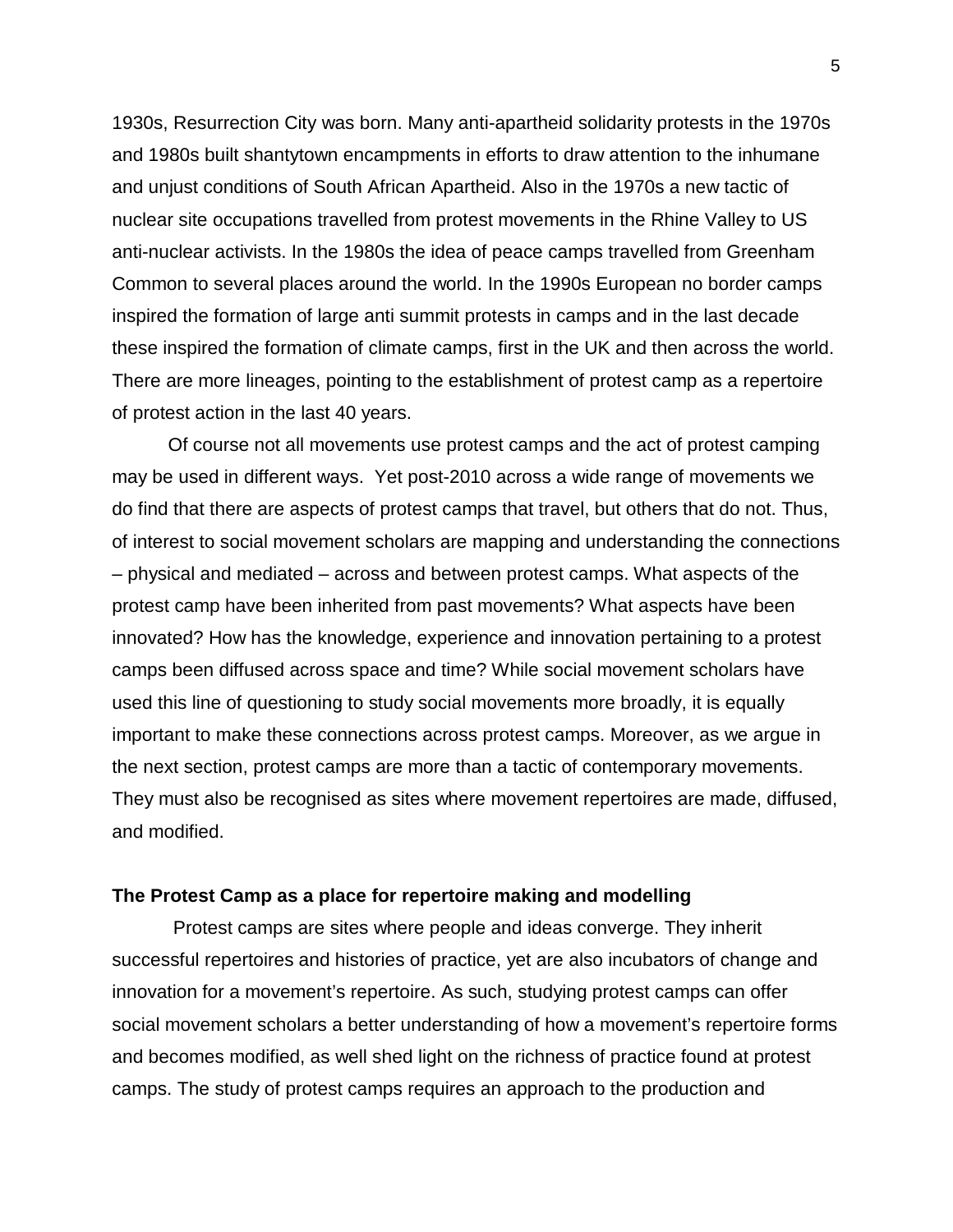1930s, Resurrection City was born. Many anti-apartheid solidarity protests in the 1970s and 1980s built shantytown encampments in efforts to draw attention to the inhumane and unjust conditions of South African Apartheid. Also in the 1970s a new tactic of nuclear site occupations travelled from protest movements in the Rhine Valley to US anti-nuclear activists. In the 1980s the idea of peace camps travelled from Greenham Common to several places around the world. In the 1990s European no border camps inspired the formation of large anti summit protests in camps and in the last decade these inspired the formation of climate camps, first in the UK and then across the world. There are more lineages, pointing to the establishment of protest camp as a repertoire of protest action in the last 40 years.

Of course not all movements use protest camps and the act of protest camping may be used in different ways. Yet post-2010 across a wide range of movements we do find that there are aspects of protest camps that travel, but others that do not. Thus, of interest to social movement scholars are mapping and understanding the connections – physical and mediated – across and between protest camps. What aspects of the protest camp have been inherited from past movements? What aspects have been innovated? How has the knowledge, experience and innovation pertaining to a protest camps been diffused across space and time? While social movement scholars have used this line of questioning to study social movements more broadly, it is equally important to make these connections across protest camps. Moreover, as we argue in the next section, protest camps are more than a tactic of contemporary movements. They must also be recognised as sites where movement repertoires are made, diffused, and modified.

**The Protest Camp as a place for repertoire making and modelling**

Protest camps are sites where people and ideas converge. They inherit successful repertoires and histories of practice, yet are also incubators of change and innovation for a movement's repertoire. As such, studying protest camps can offer social movement scholars a better understanding of how a movement's repertoire forms and becomes modified, as well shed light on the richness of practice found at protest camps. The study of protest camps requires an approach to the production and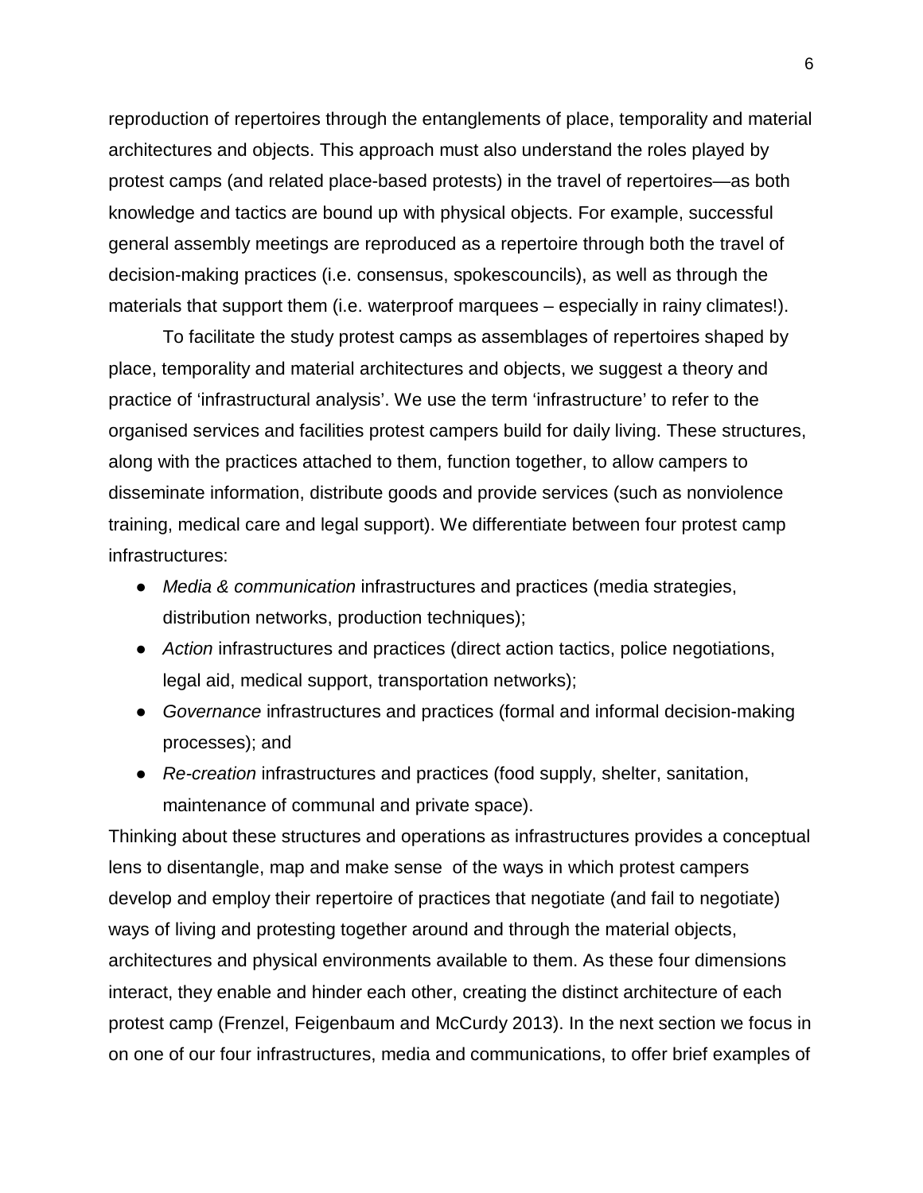reproduction of repertoires through the entanglements of place, temporality and material architectures and objects. This approach must also understand the roles played by protest camps (and related place-based protests) in the travel of repertoires—as both knowledge and tactics are bound up with physical objects. For example, successful general assembly meetings are reproduced as a repertoire through both the travel of decision-making practices (i.e. consensus, spokescouncils), as well as through the materials that support them (i.e. waterproof marquees – especially in rainy climates!).

To facilitate the study protest camps as assemblages of repertoires shaped by place, temporality and material architectures and objects, we suggest a theory and practice of 'infrastructural analysis'. We use the term 'infrastructure' to refer to the organised services and facilities protest campers build for daily living. These structures, along with the practices attached to them, function together, to allow campers to disseminate information, distribute goods and provide services (such as nonviolence training, medical care and legal support). We differentiate between four protest camp infrastructures:

- *Media & communication* infrastructures and practices (media strategies, distribution networks, production techniques);
- *Action* infrastructures and practices (direct action tactics, police negotiations, legal aid, medical support, transportation networks);
- *Governance* infrastructures and practices (formal and informal decision-making processes); and
- *Re-creation* infrastructures and practices (food supply, shelter, sanitation, maintenance of communal and private space).

Thinking about these structures and operations as infrastructures provides a conceptual lens to disentangle, map and make sense of the ways in which protest campers develop and employ their repertoire of practices that negotiate (and fail to negotiate) ways of living and protesting together around and through the material objects, architectures and physical environments available to them. As these four dimensions interact, they enable and hinder each other, creating the distinct architecture of each protest camp (Frenzel, Feigenbaum and McCurdy 2013). In the next section we focus in on one of our four infrastructures, media and communications, to offer brief examples of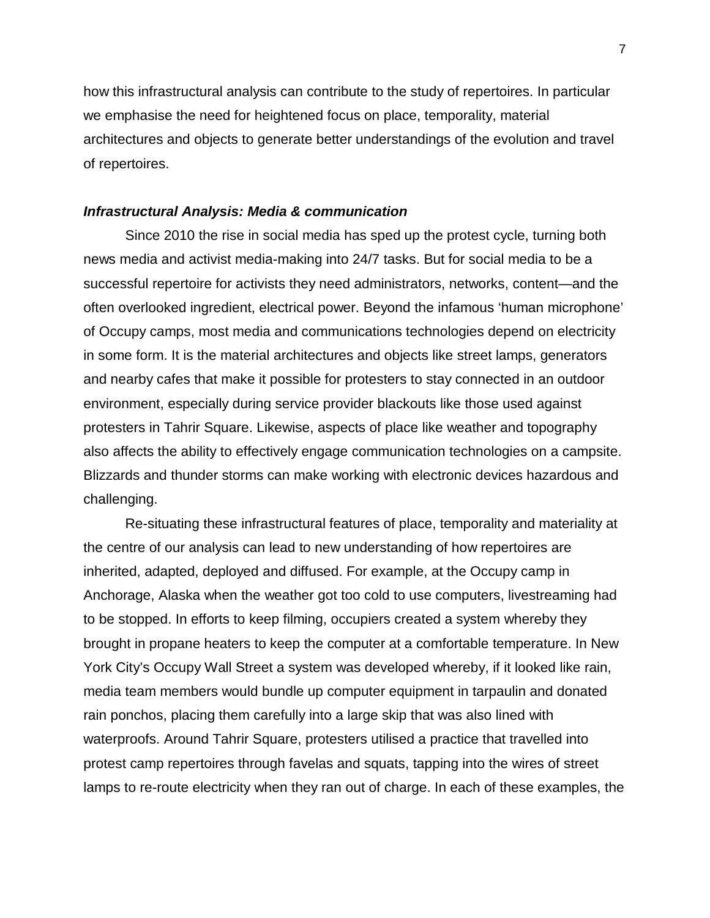how this infrastructural analysis can contribute to the study of repertoires. In particular we emphasise the need for heightened focus on place, temporality, material architectures and objects to generate better understandings of the evolution and travel of repertoires.

### ***Infrastructural Analysis: Media & communication***

Since 2010 the rise in social media has sped up the protest cycle, turning both news media and activist media-making into 24/7 tasks. But for social media to be a successful repertoire for activists they need administrators, networks, content—and the often overlooked ingredient, electrical power. Beyond the infamous 'human microphone' of Occupy camps, most media and communications technologies depend on electricity in some form. It is the material architectures and objects like street lamps, generators and nearby cafes that make it possible for protesters to stay connected in an outdoor environment, especially during service provider blackouts like those used against protesters in Tahrir Square. Likewise, aspects of place like weather and topography also affects the ability to effectively engage communication technologies on a campsite. Blizzards and thunder storms can make working with electronic devices hazardous and challenging.

Re-situating these infrastructural features of place, temporality and materiality at the centre of our analysis can lead to new understanding of how repertoires are inherited, adapted, deployed and diffused. For example, at the Occupy camp in Anchorage, Alaska when the weather got too cold to use computers, livestreaming had to be stopped. In efforts to keep filming, occupiers created a system whereby they brought in propane heaters to keep the computer at a comfortable temperature. In New York City's Occupy Wall Street a system was developed whereby, if it looked like rain, media team members would bundle up computer equipment in tarpaulin and donated rain ponchos, placing them carefully into a large skip that was also lined with waterproofs. Around Tahrir Square, protesters utilised a practice that travelled into protest camp repertoires through favelas and squats, tapping into the wires of street lamps to re-route electricity when they ran out of charge. In each of these examples, the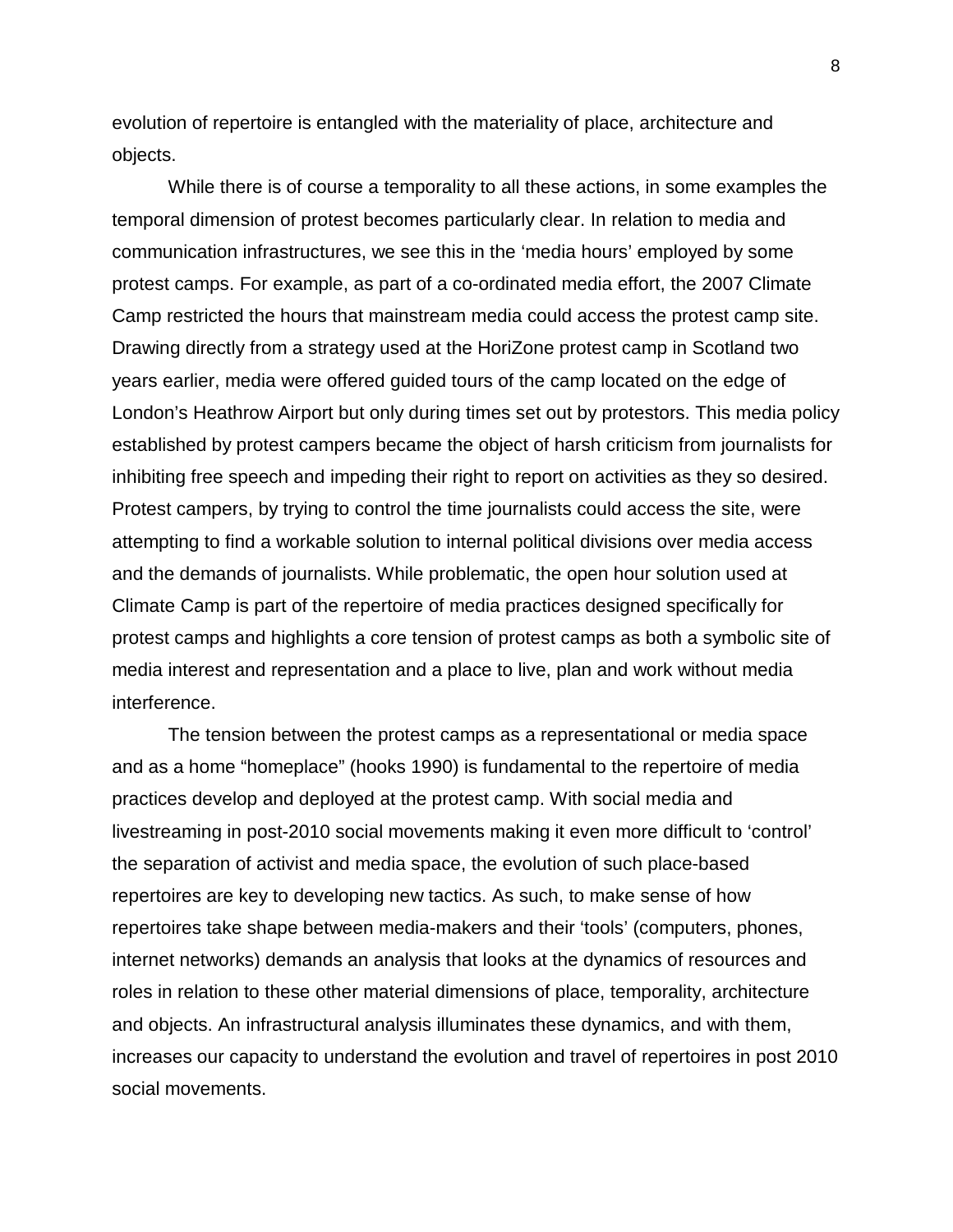evolution of repertoire is entangled with the materiality of place, architecture and objects.

While there is of course a temporality to all these actions, in some examples the temporal dimension of protest becomes particularly clear. In relation to media and communication infrastructures, we see this in the 'media hours' employed by some protest camps. For example, as part of a co-ordinated media effort, the 2007 Climate Camp restricted the hours that mainstream media could access the protest camp site. Drawing directly from a strategy used at the HoriZone protest camp in Scotland two years earlier, media were offered guided tours of the camp located on the edge of London's Heathrow Airport but only during times set out by protestors. This media policy established by protest campers became the object of harsh criticism from journalists for inhibiting free speech and impeding their right to report on activities as they so desired. Protest campers, by trying to control the time journalists could access the site, were attempting to find a workable solution to internal political divisions over media access and the demands of journalists. While problematic, the open hour solution used at Climate Camp is part of the repertoire of media practices designed specifically for protest camps and highlights a core tension of protest camps as both a symbolic site of media interest and representation and a place to live, plan and work without media interference.

The tension between the protest camps as a representational or media space and as a home "homeplace" (hooks 1990) is fundamental to the repertoire of media practices develop and deployed at the protest camp. With social media and livestreaming in post-2010 social movements making it even more difficult to 'control' the separation of activist and media space, the evolution of such place-based repertoires are key to developing new tactics. As such, to make sense of how repertoires take shape between media-makers and their 'tools' (computers, phones, internet networks) demands an analysis that looks at the dynamics of resources and roles in relation to these other material dimensions of place, temporality, architecture and objects. An infrastructural analysis illuminates these dynamics, and with them, increases our capacity to understand the evolution and travel of repertoires in post 2010 social movements.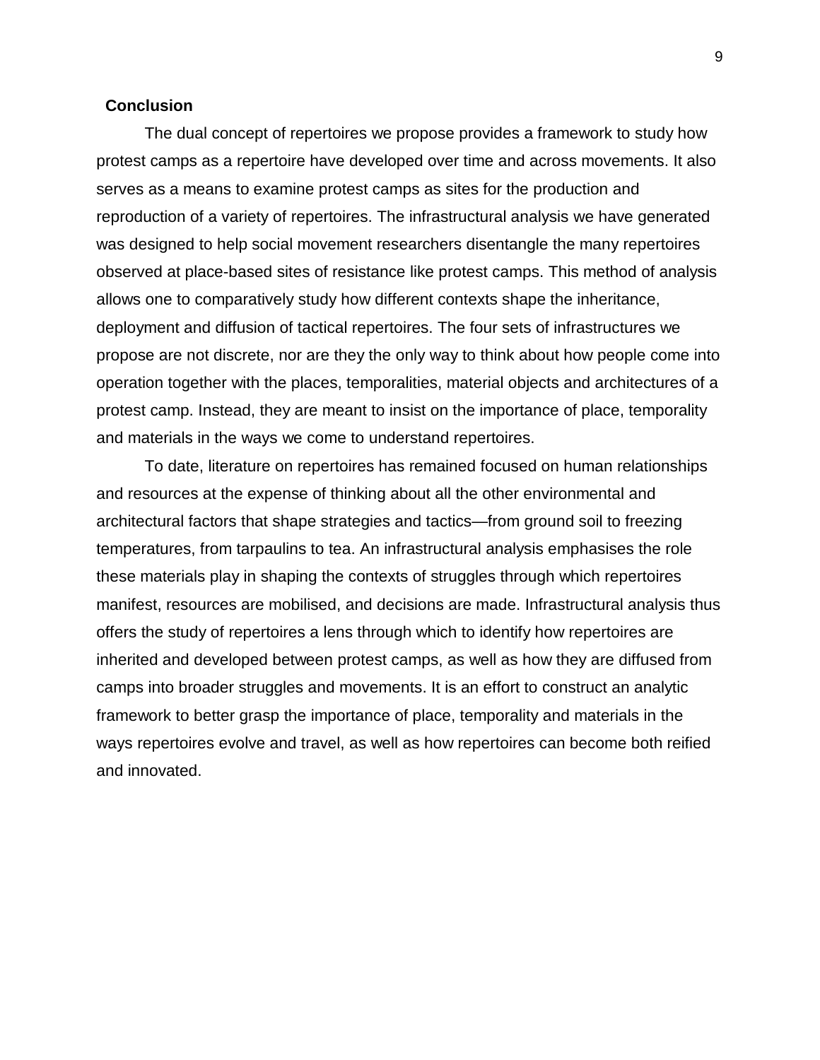## Conclusion

The dual concept of repertoires we propose provides a framework to study how protest camps as a repertoire have developed over time and across movements. It also serves as a means to examine protest camps as sites for the production and reproduction of a variety of repertoires. The infrastructural analysis we have generated was designed to help social movement researchers disentangle the many repertoires observed at place-based sites of resistance like protest camps. This method of analysis allows one to comparatively study how different contexts shape the inheritance, deployment and diffusion of tactical repertoires. The four sets of infrastructures we propose are not discrete, nor are they the only way to think about how people come into operation together with the places, temporalities, material objects and architectures of a protest camp. Instead, they are meant to insist on the importance of place, temporality and materials in the ways we come to understand repertoires.

To date, literature on repertoires has remained focused on human relationships and resources at the expense of thinking about all the other environmental and architectural factors that shape strategies and tactics—from ground soil to freezing temperatures, from tarpaulins to tea. An infrastructural analysis emphasises the role these materials play in shaping the contexts of struggles through which repertoires manifest, resources are mobilised, and decisions are made. Infrastructural analysis thus offers the study of repertoires a lens through which to identify how repertoires are inherited and developed between protest camps, as well as how they are diffused from camps into broader struggles and movements. It is an effort to construct an analytic framework to better grasp the importance of place, temporality and materials in the ways repertoires evolve and travel, as well as how repertoires can become both reified and innovated.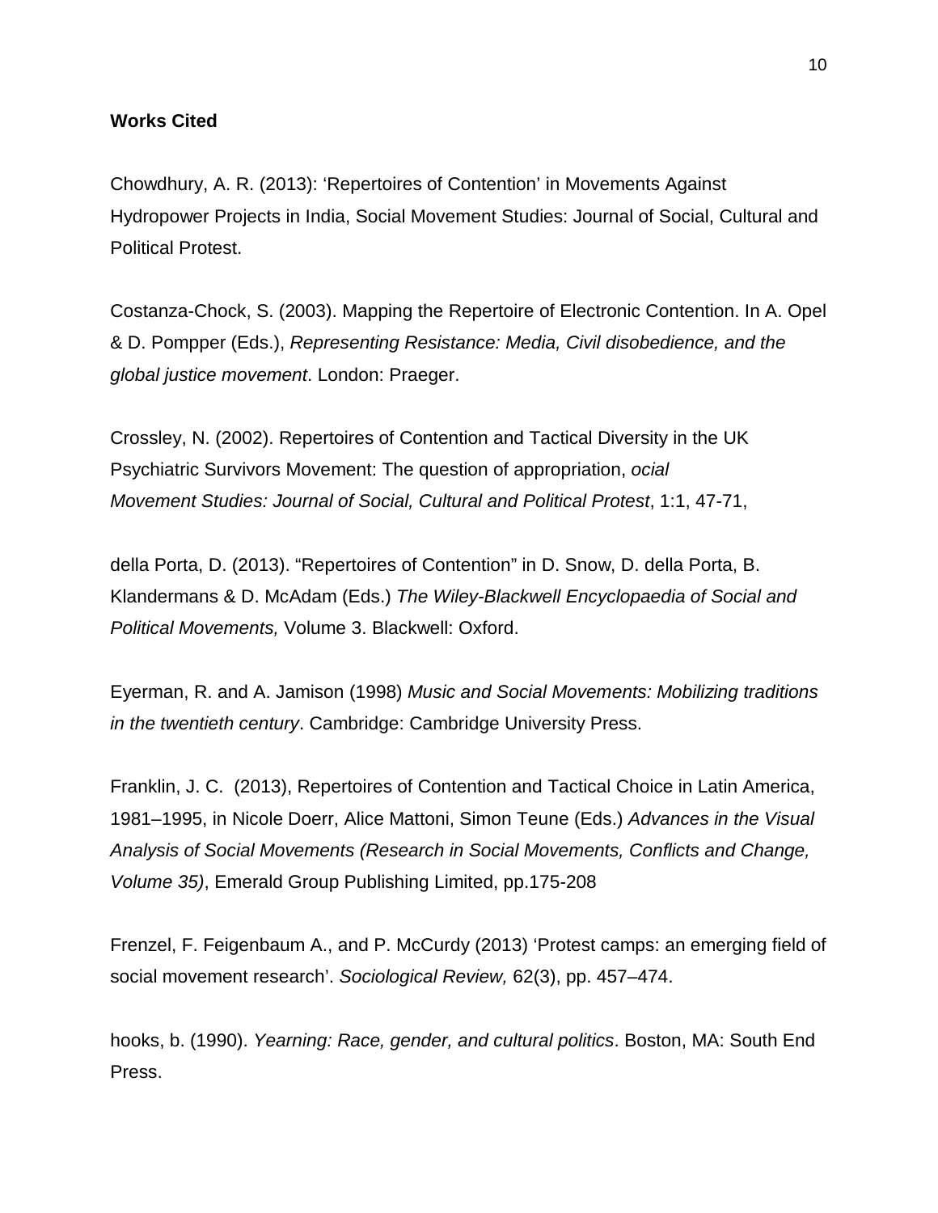**Works Cited**

Chowdhury, A. R. (2013): ‘Repertoires of Contention’ in Movements Against Hydropower Projects in India, Social Movement Studies: Journal of Social, Cultural and Political Protest.

Costanza-Chock, S. (2003). Mapping the Repertoire of Electronic Contention. In A. Opel & D. Pompper (Eds.), *Representing Resistance: Media, Civil disobedience, and the global justice movement*. London: Praeger.

Crossley, N. (2002). Repertoires of Contention and Tactical Diversity in the UK Psychiatric Survivors Movement: The question of appropriation, *ocial Movement Studies: Journal of Social, Cultural and Political Protest*, 1:1, 47-71,

della Porta, D. (2013). “Repertoires of Contention” in D. Snow, D. della Porta, B. Klandermans & D. McAdam (Eds.) *The Wiley-Blackwell Encyclopaedia of Social and Political Movements,* Volume 3. Blackwell: Oxford.

Eyerman, R. and A. Jamison (1998) *Music and Social Movements: Mobilizing traditions in the twentieth century*. Cambridge: Cambridge University Press.

Franklin, J. C. (2013), Repertoires of Contention and Tactical Choice in Latin America, 1981–1995, in Nicole Doerr, Alice Mattoni, Simon Teune (Eds.) *Advances in the Visual Analysis of Social Movements (Research in Social Movements, Conflicts and Change, Volume 35)*, Emerald Group Publishing Limited, pp.175-208

Frenzel, F. Feigenbaum A., and P. McCurdy (2013) ‘Protest camps: an emerging field of social movement research’. *Sociological Review,* 62(3), pp. 457–474.

hooks, b. (1990). *Yearning: Race, gender, and cultural politics*. Boston, MA: South End Press.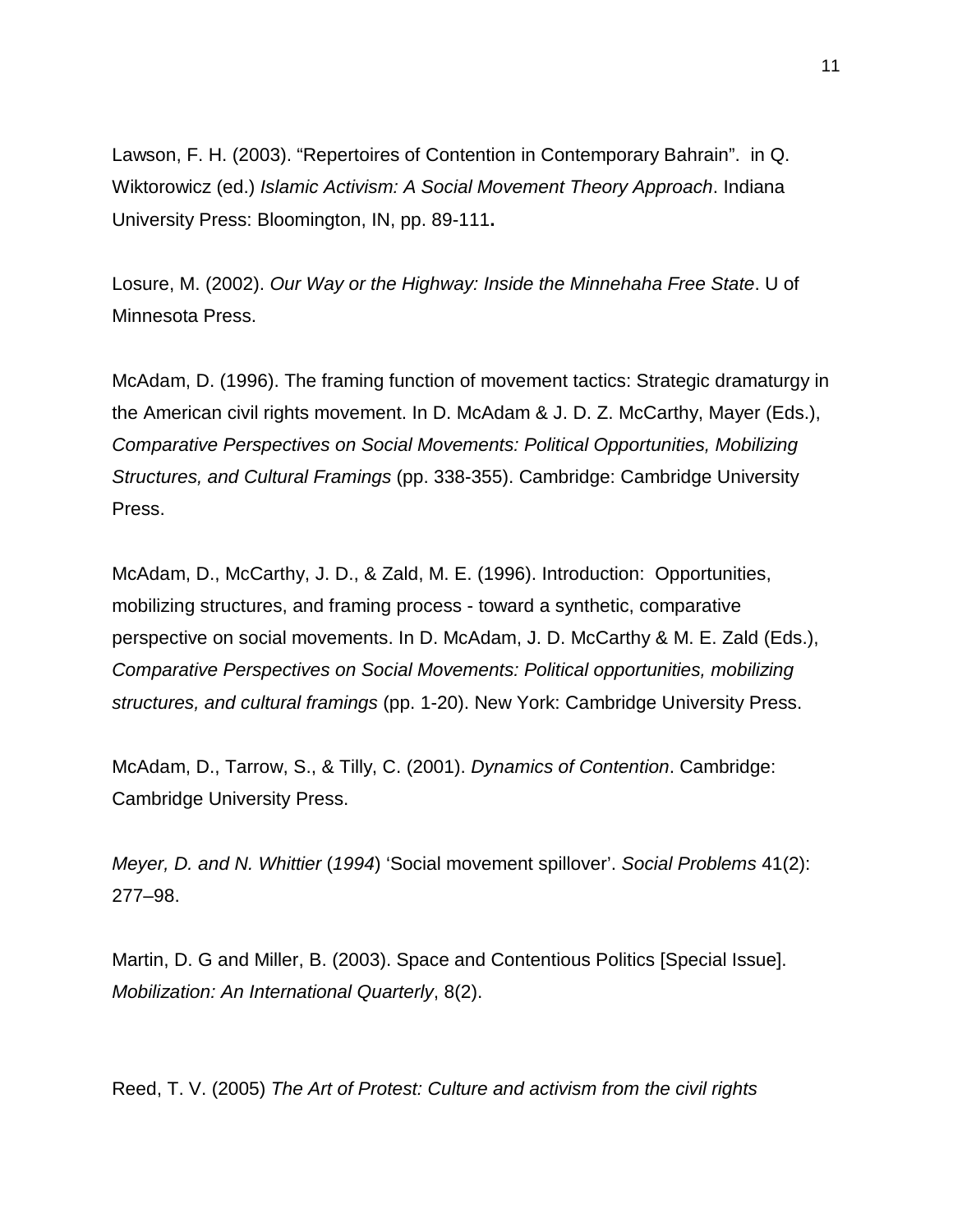Lawson, F. H. (2003). “Repertoires of Contention in Contemporary Bahrain”. in Q. Wiktorowicz (ed.) *Islamic Activism: A Social Movement Theory Approach*. Indiana University Press: Bloomington, IN, pp. 89-111**.**

Losure, M. (2002). *Our Way or the Highway: Inside the Minnehaha Free State*. U of Minnesota Press.

McAdam, D. (1996). The framing function of movement tactics: Strategic dramaturgy in the American civil rights movement. In D. McAdam & J. D. Z. McCarthy, Mayer (Eds.), *Comparative Perspectives on Social Movements: Political Opportunities, Mobilizing Structures, and Cultural Framings* (pp. 338-355). Cambridge: Cambridge University Press.

McAdam, D., McCarthy, J. D., & Zald, M. E. (1996). Introduction: Opportunities, mobilizing structures, and framing process - toward a synthetic, comparative perspective on social movements. In D. McAdam, J. D. McCarthy & M. E. Zald (Eds.), *Comparative Perspectives on Social Movements: Political opportunities, mobilizing structures, and cultural framings* (pp. 1-20). New York: Cambridge University Press.

McAdam, D., Tarrow, S., & Tilly, C. (2001). *Dynamics of Contention*. Cambridge: Cambridge University Press.

*Meyer, D. and N. Whittier* (*1994*) ‘Social movement spillover’. *Social Problems* 41(2): 277–98.

Martin, D. G and Miller, B. (2003). Space and Contentious Politics [Special Issue]. *Mobilization: An International Quarterly*, 8(2).

Reed, T. V. (2005) *The Art of Protest: Culture and activism from the civil rights*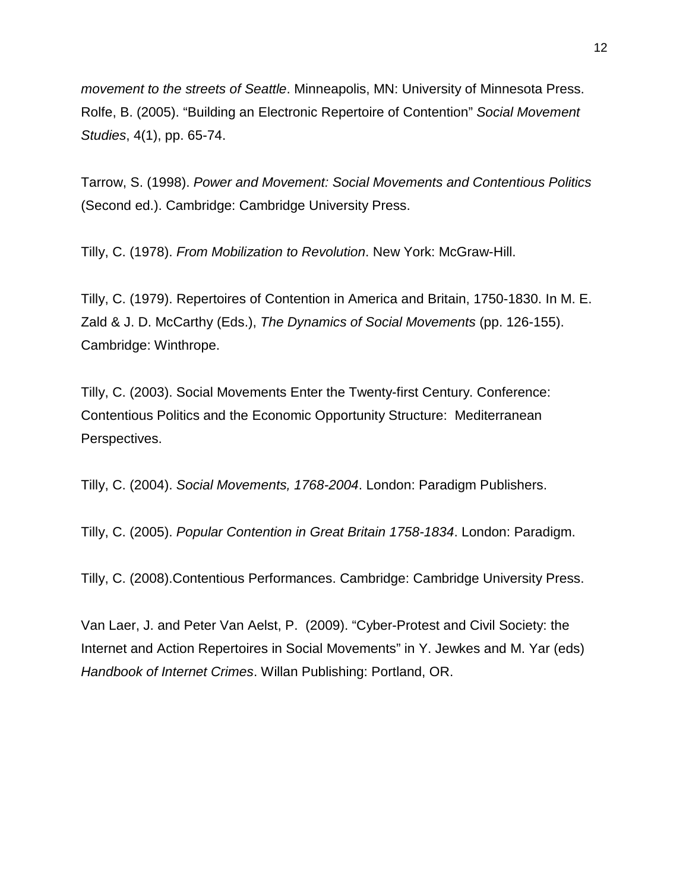*movement to the streets of Seattle*. Minneapolis, MN: University of Minnesota Press.
Rolfe, B. (2005). “Building an Electronic Repertoire of Contention” *Social Movement Studies*, 4(1), pp. 65-74.

Tarrow, S. (1998). *Power and Movement: Social Movements and Contentious Politics* (Second ed.). Cambridge: Cambridge University Press.

Tilly, C. (1978). *From Mobilization to Revolution*. New York: McGraw-Hill.

Tilly, C. (1979). Repertoires of Contention in America and Britain, 1750-1830. In M. E. Zald & J. D. McCarthy (Eds.), *The Dynamics of Social Movements* (pp. 126-155). Cambridge: Winthrope.

Tilly, C. (2003). Social Movements Enter the Twenty-first Century. Conference: Contentious Politics and the Economic Opportunity Structure: Mediterranean Perspectives.

Tilly, C. (2004). *Social Movements, 1768-2004*. London: Paradigm Publishers.

Tilly, C. (2005). *Popular Contention in Great Britain 1758-1834*. London: Paradigm.

Tilly, C. (2008).Contentious Performances. Cambridge: Cambridge University Press.

Van Laer, J. and Peter Van Aelst, P. (2009). “Cyber-Protest and Civil Society: the Internet and Action Repertoires in Social Movements” in Y. Jewkes and M. Yar (eds) *Handbook of Internet Crimes*. Willan Publishing: Portland, OR.